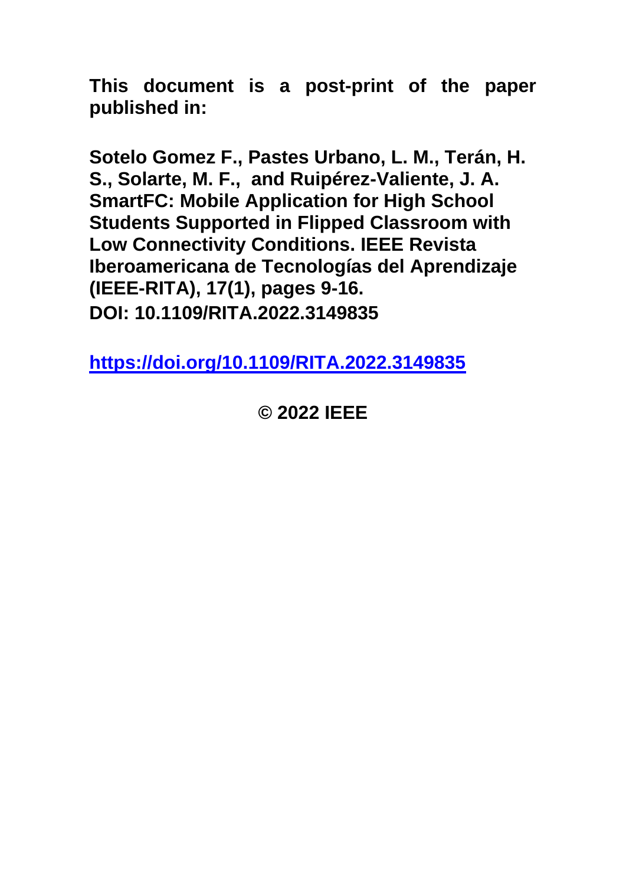**This document is a post-print of the paper published in:**

**Sotelo Gomez F., Pastes Urbano, L. M., Terán, H. S., Solarte, M. F., and Ruipérez-Valiente, J. A. SmartFC: Mobile Application for High School Students Supported in Flipped Classroom with Low Connectivity Conditions. IEEE Revista Iberoamericana de Tecnologías del Aprendizaje (IEEE-RITA), 17(1), pages 9-16.**
**DOI: 10.1109/RITA.2022.3149835**

**https://doi.org/10.1109/RITA.2022.3149835**

**© 2022 IEEE**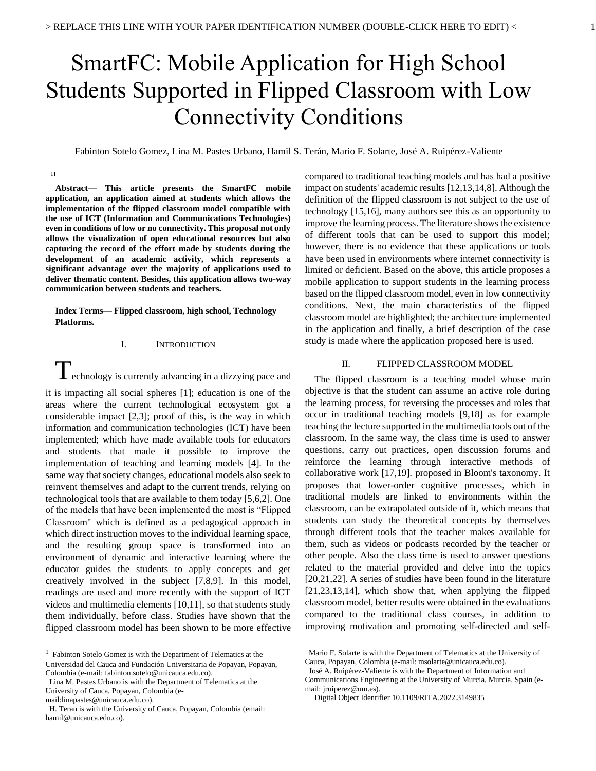# SmartFC: Mobile Application for High School Students Supported in Flipped Classroom with Low Connectivity Conditions

Fabinton Sotelo Gomez, Lina M. Pastes Urbano, Hamil S. Terán, Mario F. Solarte, José A. Ruipérez-Valiente

**Abstract— This article presents the SmartFC mobile application, an application aimed at students which allows the implementation of the flipped classroom model compatible with the use of ICT (Information and Communications Technologies) even in conditions of low or no connectivity. This proposal not only allows the visualization of open educational resources but also capturing the record of the effort made by students during the development of an academic activity, which represents a significant advantage over the majority of applications used to deliver thematic content. Besides, this application allows two-way communication between students and teachers.**

**Index Terms— Flipped classroom, high school, Technology Platforms.**

## I. Introduction

Technology is currently advancing in a dizzying pace and it is impacting all social spheres [1]; education is one of the areas where the current technological ecosystem got a considerable impact [2,3]; proof of this, is the way in which information and communication technologies (ICT) have been implemented; which have made available tools for educators and students that made it possible to improve the implementation of teaching and learning models [4]. In the same way that society changes, educational models also seek to reinvent themselves and adapt to the current trends, relying on technological tools that are available to them today [5,6,2]. One of the models that have been implemented the most is "Flipped Classroom" which is defined as a pedagogical approach in which direct instruction moves to the individual learning space, and the resulting group space is transformed into an environment of dynamic and interactive learning where the educator guides the students to apply concepts and get creatively involved in the subject [7,8,9]. In this model, readings are used and more recently with the support of ICT videos and multimedia elements [10,11], so that students study them individually, before class. Studies have shown that the flipped classroom model has been shown to be more effective compared to traditional teaching models and has had a positive impact on students' academic results [12,13,14,8]. Although the definition of the flipped classroom is not subject to the use of technology [15,16], many authors see this as an opportunity to improve the learning process. The literature shows the existence of different tools that can be used to support this model; however, there is no evidence that these applications or tools have been used in environments where internet connectivity is limited or deficient. Based on the above, this article proposes a mobile application to support students in the learning process based on the flipped classroom model, even in low connectivity conditions. Next, the main characteristics of the flipped classroom model are highlighted; the architecture implemented in the application and finally, a brief description of the case study is made where the application proposed here is used.

## II. Flipped Classroom Model

The flipped classroom is a teaching model whose main objective is that the student can assume an active role during the learning process, for reversing the processes and roles that occur in traditional teaching models [9,18] as for example teaching the lecture supported in the multimedia tools out of the classroom. In the same way, the class time is used to answer questions, carry out practices, open discussion forums and reinforce the learning through interactive methods of collaborative work [17,19]. proposed in Bloom's taxonomy. It proposes that lower-order cognitive processes, which in traditional models are linked to environments within the classroom, can be extrapolated outside of it, which means that students can study the theoretical concepts by themselves through different tools that the teacher makes available for them, such as videos or podcasts recorded by the teacher or other people. Also the class time is used to answer questions related to the material provided and delve into the topics [20,21,22]. A series of studies have been found in the literature [21,23,13,14], which show that, when applying the flipped classroom model, better results were obtained in the evaluations compared to the traditional class courses, in addition to improving motivation and promoting self-directed and self-

[1] Fabinton Sotelo Gomez is with the Department of Telematics at the Universidad del Cauca and Fundación Universitaria de Popayan, Popayan, Colombia (e-mail: fabinton.sotelo@unicauca.edu.co).

Lina M. Pastes Urbano is with the Department of Telematics at the University of Cauca, Popayan, Colombia (e-mail:linapastes@unicauca.edu.co).

H. Teran is with the University of Cauca, Popayan, Colombia (email: hamil@unicauca.edu.co).

Mario F. Solarte is with the Department of Telematics at the University of Cauca, Popayan, Colombia (e-mail: msolarte@unicauca.edu.co).

José A. Ruipérez-Valiente is with the Department of Information and Communications Engineering at the University of Murcia, Murcia, Spain (e-mail: jruiperez@um.es).

Digital Object Identifier 10.1109/RITA.2022.3149835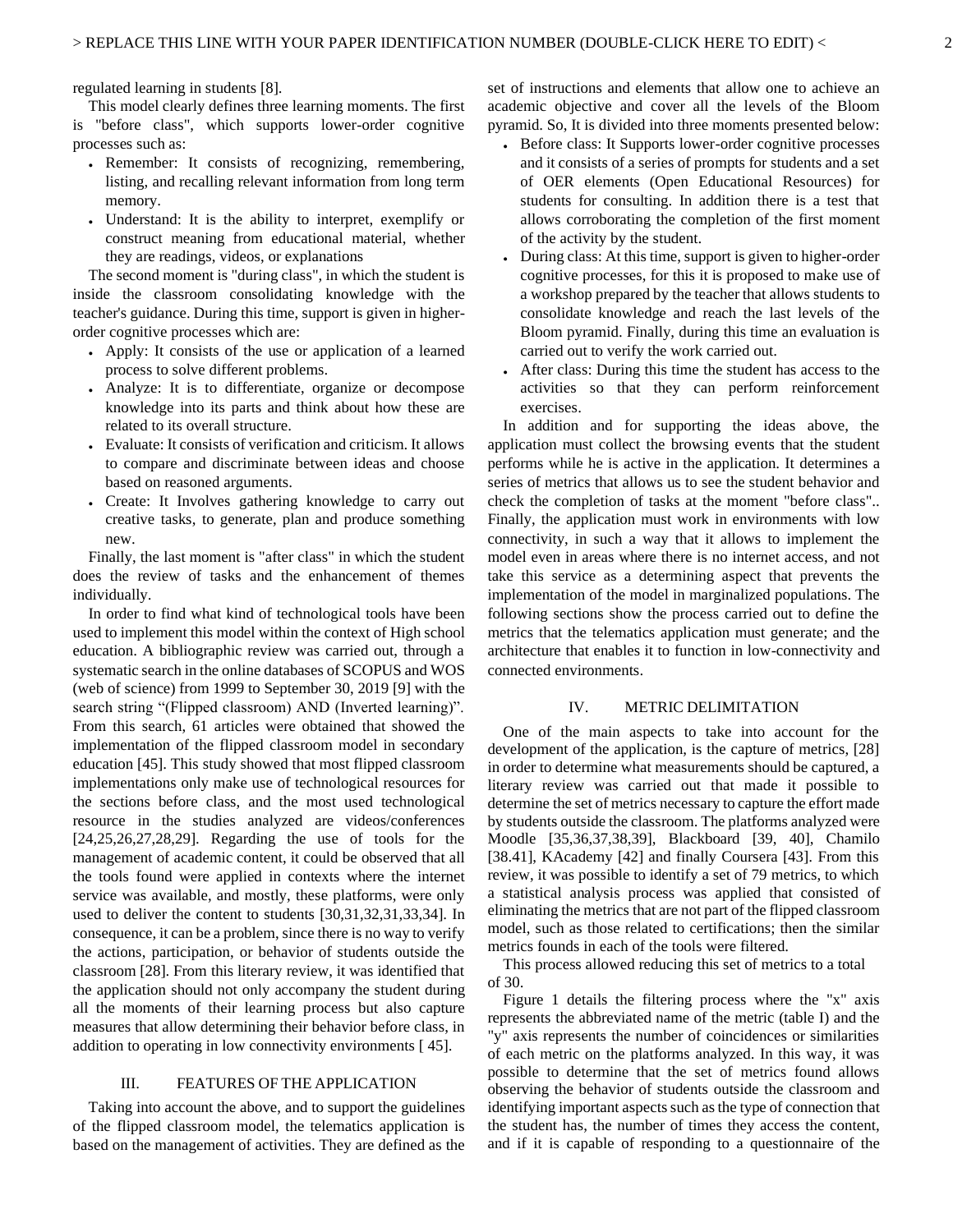regulated learning in students [8].

This model clearly defines three learning moments. The first is "before class", which supports lower-order cognitive processes such as:

- Remember: It consists of recognizing, remembering, listing, and recalling relevant information from long term memory.
- Understand: It is the ability to interpret, exemplify or construct meaning from educational material, whether they are readings, videos, or explanations

The second moment is "during class", in which the student is inside the classroom consolidating knowledge with the teacher's guidance. During this time, support is given in higher-order cognitive processes which are:

- Apply: It consists of the use or application of a learned process to solve different problems.
- Analyze: It is to differentiate, organize or decompose knowledge into its parts and think about how these are related to its overall structure.
- Evaluate: It consists of verification and criticism. It allows to compare and discriminate between ideas and choose based on reasoned arguments.
- Create: It Involves gathering knowledge to carry out creative tasks, to generate, plan and produce something new.

Finally, the last moment is "after class" in which the student does the review of tasks and the enhancement of themes individually.

In order to find what kind of technological tools have been used to implement this model within the context of High school education. A bibliographic review was carried out, through a systematic search in the online databases of SCOPUS and WOS (web of science) from 1999 to September 30, 2019 [9] with the search string "(Flipped classroom) AND (Inverted learning)". From this search, 61 articles were obtained that showed the implementation of the flipped classroom model in secondary education [45]. This study showed that most flipped classroom implementations only make use of technological resources for the sections before class, and the most used technological resource in the studies analyzed are videos/conferences [24,25,26,27,28,29]. Regarding the use of tools for the management of academic content, it could be observed that all the tools found were applied in contexts where the internet service was available, and mostly, these platforms, were only used to deliver the content to students [30,31,32,31,33,34]. In consequence, it can be a problem, since there is no way to verify the actions, participation, or behavior of students outside the classroom [28]. From this literary review, it was identified that the application should not only accompany the student during all the moments of their learning process but also capture measures that allow determining their behavior before class, in addition to operating in low connectivity environments [ 45].

## III. FEATURES OF THE APPLICATION

Taking into account the above, and to support the guidelines of the flipped classroom model, the telematics application is based on the management of activities. They are defined as the set of instructions and elements that allow one to achieve an academic objective and cover all the levels of the Bloom pyramid. So, It is divided into three moments presented below:

- Before class: It Supports lower-order cognitive processes and it consists of a series of prompts for students and a set of OER elements (Open Educational Resources) for students for consulting. In addition there is a test that allows corroborating the completion of the first moment of the activity by the student.
- During class: At this time, support is given to higher-order cognitive processes, for this it is proposed to make use of a workshop prepared by the teacher that allows students to consolidate knowledge and reach the last levels of the Bloom pyramid. Finally, during this time an evaluation is carried out to verify the work carried out.
- After class: During this time the student has access to the activities so that they can perform reinforcement exercises.

In addition and for supporting the ideas above, the application must collect the browsing events that the student performs while he is active in the application. It determines a series of metrics that allows us to see the student behavior and check the completion of tasks at the moment "before class".. Finally, the application must work in environments with low connectivity, in such a way that it allows to implement the model even in areas where there is no internet access, and not take this service as a determining aspect that prevents the implementation of the model in marginalized populations. The following sections show the process carried out to define the metrics that the telematics application must generate; and the architecture that enables it to function in low-connectivity and connected environments.

## IV. METRIC DELIMITATION

One of the main aspects to take into account for the development of the application, is the capture of metrics, [28] in order to determine what measurements should be captured, a literary review was carried out that made it possible to determine the set of metrics necessary to capture the effort made by students outside the classroom. The platforms analyzed were Moodle [35,36,37,38,39], Blackboard [39, 40], Chamilo [38.41], KAcademy [42] and finally Coursera [43]. From this review, it was possible to identify a set of 79 metrics, to which a statistical analysis process was applied that consisted of eliminating the metrics that are not part of the flipped classroom model, such as those related to certifications; then the similar metrics founds in each of the tools were filtered.

This process allowed reducing this set of metrics to a total of 30.

Figure 1 details the filtering process where the "x" axis represents the abbreviated name of the metric (table I) and the "y" axis represents the number of coincidences or similarities of each metric on the platforms analyzed. In this way, it was possible to determine that the set of metrics found allows observing the behavior of students outside the classroom and identifying important aspects such as the type of connection that the student has, the number of times they access the content, and if it is capable of responding to a questionnaire of the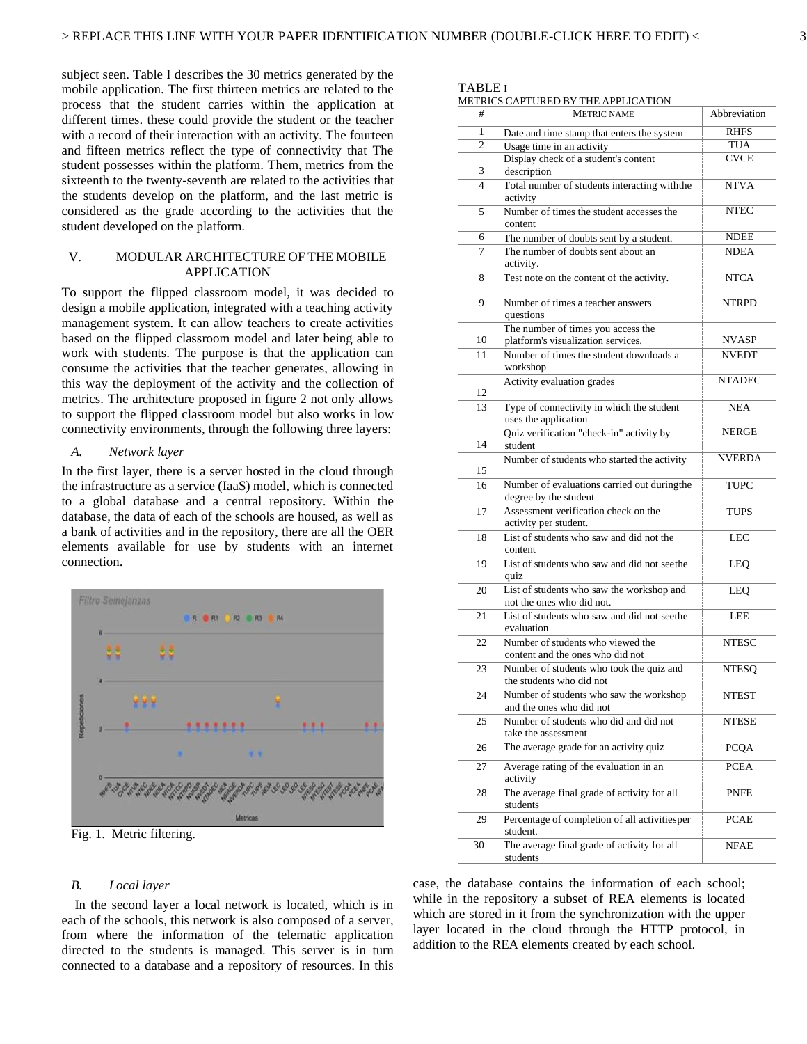subject seen. Table I describes the 30 metrics generated by the mobile application. The first thirteen metrics are related to the process that the student carries within the application at different times. these could provide the student or the teacher with a record of their interaction with an activity. The fourteen and fifteen metrics reflect the type of connectivity that The student possesses within the platform. Them, metrics from the sixteenth to the twenty-seventh are related to the activities that the students develop on the platform, and the last metric is considered as the grade according to the activities that the student developed on the platform.

TABLE I
METRICS CAPTURED BY THE APPLICATION

| # | Metric name | Abbreviation |
|---|---|---|
| 1 | Date and time stamp that enters the system | RHFS |
| 2 | Usage time in an activity | TUA |
| 3 | Display check of a student's content description | CVCE |
| 4 | Total number of students interacting withthe activity | NTVA |
| 5 | Number of times the student accesses the content | NTEC |
| 6 | The number of doubts sent by a student. | NDEE |
| 7 | The number of doubts sent about an activity. | NDEA |
| 8 | Test note on the content of the activity. | NTCA |
| 9 | Number of times a teacher answers questions | NTRPD |
| 10 | The number of times you access the platform's visualization services. | NVASP |
| 11 | Number of times the student downloads a workshop | NVEDT |
| 12 | Activity evaluation grades | NTADEC |
| 13 | Type of connectivity in which the student uses the application | NEA |
| 14 | Quiz verification "check-in" activity by student | NERGE |
| 15 | Number of students who started the activity | NVERDA |
| 16 | Number of evaluations carried out duringthe degree by the student | TUPC |
| 17 | Assessment verification check on the activity per student. | TUPS |
| 18 | List of students who saw and did not the content | LEC |
| 19 | List of students who saw and did not seethe quiz | LEQ |
| 20 | List of students who saw the workshop and not the ones who did not. | LEQ |
| 21 | List of students who saw and did not seethe evaluation | LEE |
| 22 | Number of students who viewed the content and the ones who did not | NTESC |
| 23 | Number of students who took the quiz and the students who did not | NTESQ |
| 24 | Number of students who saw the workshop and the ones who did not | NTEST |
| 25 | Number of students who did and did not take the assessment | NTESE |
| 26 | The average grade for an activity quiz | PCQA |
| 27 | Average rating of the evaluation in an activity | PCEA |
| 28 | The average final grade of activity for all students | PNFE |
| 29 | Percentage of completion of all activitiesper student. | PCAE |
| 30 | The average final grade of activity for all students | NFAE |

## V. MODULAR ARCHITECTURE OF THE MOBILE APPLICATION

To support the flipped classroom model, it was decided to design a mobile application, integrated with a teaching activity management system. It can allow teachers to create activities based on the flipped classroom model and later being able to work with students. The purpose is that the application can consume the activities that the teacher generates, allowing in this way the deployment of the activity and the collection of metrics. The architecture proposed in figure 2 not only allows to support the flipped classroom model but also works in low connectivity environments, through the following three layers:

### A. Network layer

In the first layer, there is a server hosted in the cloud through the infrastructure as a service (IaaS) model, which is connected to a global database and a central repository. Within the database, the data of each of the schools are housed, as well as a bank of activities and in the repository, there are all the OER elements available for use by students with an internet connection.

Fig. 1. Metric filtering.

### B. Local layer

In the second layer a local network is located, which is in each of the schools, this network is also composed of a server, from where the information of the telematic application directed to the students is managed. This server is in turn connected to a database and a repository of resources. In this case, the database contains the information of each school; while in the repository a subset of REA elements is located which are stored in it from the synchronization with the upper layer located in the cloud through the HTTP protocol, in addition to the REA elements created by each school.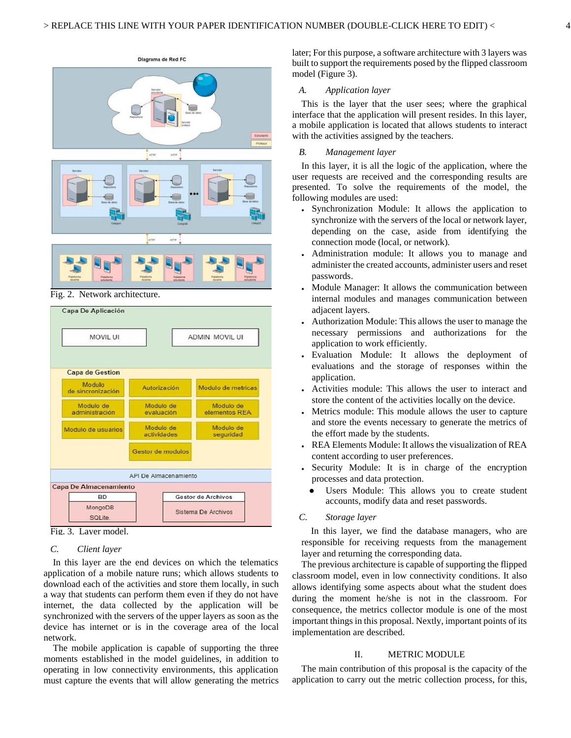Fig. 2. Network architecture.

Fig. 3. Layer model.

### C. Client layer

In this layer are the end devices on which the telematics application of a mobile nature runs; which allows students to download each of the activities and store them locally, in such a way that students can perform them even if they do not have internet, the data collected by the application will be synchronized with the servers of the upper layers as soon as the device has internet or is in the coverage area of the local network.

The mobile application is capable of supporting the three moments established in the model guidelines, in addition to operating in low connectivity environments, this application must capture the events that will allow generating the metrics later; For this purpose, a software architecture with 3 layers was built to support the requirements posed by the flipped classroom model (Figure 3).

### A. Application layer

This is the layer that the user sees; where the graphical interface that the application will present resides. In this layer, a mobile application is located that allows students to interact with the activities assigned by the teachers.

### B. Management layer

In this layer, it is all the logic of the application, where the user requests are received and the corresponding results are presented. To solve the requirements of the model, the following modules are used:

- Synchronization Module: It allows the application to synchronize with the servers of the local or network layer, depending on the case, aside from identifying the connection mode (local, or network).
- Administration module: It allows you to manage and administer the created accounts, administer users and reset passwords.
- Module Manager: It allows the communication between internal modules and manages communication between adjacent layers.
- Authorization Module: This allows the user to manage the necessary permissions and authorizations for the application to work efficiently.
- Evaluation Module: It allows the deployment of evaluations and the storage of responses within the application.
- Activities module: This allows the user to interact and store the content of the activities locally on the device.
- Metrics module: This module allows the user to capture and store the events necessary to generate the metrics of the effort made by the students.
- REA Elements Module: It allows the visualization of REA content according to user preferences.
- Security Module: It is in charge of the encryption processes and data protection.
- Users Module: This allows you to create student accounts, modify data and reset passwords.

### C. Storage layer

In this layer, we find the database managers, who are responsible for receiving requests from the management layer and returning the corresponding data.

The previous architecture is capable of supporting the flipped classroom model, even in low connectivity conditions. It also allows identifying some aspects about what the student does during the moment he/she is not in the classroom. For consequence, the metrics collector module is one of the most important things in this proposal. Nextly, important points of its implementation are described.

## II. METRIC MODULE

The main contribution of this proposal is the capacity of the application to carry out the metric collection process, for this,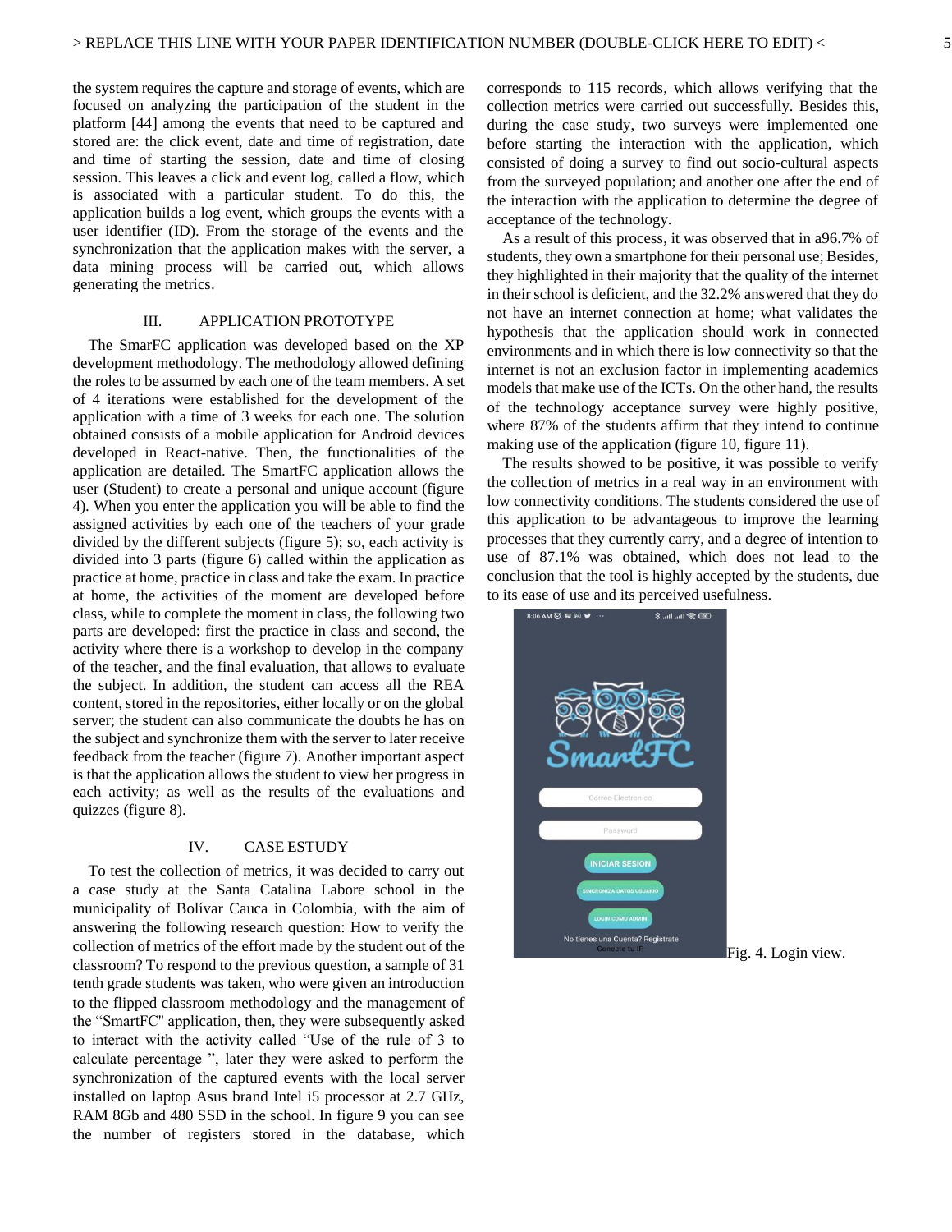the system requires the capture and storage of events, which are focused on analyzing the participation of the student in the platform [44] among the events that need to be captured and stored are: the click event, date and time of registration, date and time of starting the session, date and time of closing session. This leaves a click and event log, called a flow, which is associated with a particular student. To do this, the application builds a log event, which groups the events with a user identifier (ID). From the storage of the events and the synchronization that the application makes with the server, a data mining process will be carried out, which allows generating the metrics.

## III. APPLICATION PROTOTYPE

The SmarFC application was developed based on the XP development methodology. The methodology allowed defining the roles to be assumed by each one of the team members. A set of 4 iterations were established for the development of the application with a time of 3 weeks for each one. The solution obtained consists of a mobile application for Android devices developed in React-native. Then, the functionalities of the application are detailed. The SmartFC application allows the user (Student) to create a personal and unique account (figure 4). When you enter the application you will be able to find the assigned activities by each one of the teachers of your grade divided by the different subjects (figure 5); so, each activity is divided into 3 parts (figure 6) called within the application as practice at home, practice in class and take the exam. In practice at home, the activities of the moment are developed before class, while to complete the moment in class, the following two parts are developed: first the practice in class and second, the activity where there is a workshop to develop in the company of the teacher, and the final evaluation, that allows to evaluate the subject. In addition, the student can access all the REA content, stored in the repositories, either locally or on the global server; the student can also communicate the doubts he has on the subject and synchronize them with the server to later receive feedback from the teacher (figure 7). Another important aspect is that the application allows the student to view her progress in each activity; as well as the results of the evaluations and quizzes (figure 8).

## IV. CASE ESTUDY

To test the collection of metrics, it was decided to carry out a case study at the Santa Catalina Labore school in the municipality of Bolívar Cauca in Colombia, with the aim of answering the following research question: How to verify the collection of metrics of the effort made by the student out of the classroom? To respond to the previous question, a sample of 31 tenth grade students was taken, who were given an introduction to the flipped classroom methodology and the management of the "SmartFC" application, then, they were subsequently asked to interact with the activity called "Use of the rule of 3 to calculate percentage ", later they were asked to perform the synchronization of the captured events with the local server installed on laptop Asus brand Intel i5 processor at 2.7 GHz, RAM 8Gb and 480 SSD in the school. In figure 9 you can see the number of registers stored in the database, which corresponds to 115 records, which allows verifying that the collection metrics were carried out successfully. Besides this, during the case study, two surveys were implemented one before starting the interaction with the application, which consisted of doing a survey to find out socio-cultural aspects from the surveyed population; and another one after the end of the interaction with the application to determine the degree of acceptance of the technology.

As a result of this process, it was observed that in a96.7% of students, they own a smartphone for their personal use; Besides, they highlighted in their majority that the quality of the internet in their school is deficient, and the 32.2% answered that they do not have an internet connection at home; what validates the hypothesis that the application should work in connected environments and in which there is low connectivity so that the internet is not an exclusion factor in implementing academics models that make use of the ICTs. On the other hand, the results of the technology acceptance survey were highly positive, where 87% of the students affirm that they intend to continue making use of the application (figure 10, figure 11).

The results showed to be positive, it was possible to verify the collection of metrics in a real way in an environment with low connectivity conditions. The students considered the use of this application to be advantageous to improve the learning processes that they currently carry, and a degree of intention to use of 87.1% was obtained, which does not lead to the conclusion that the tool is highly accepted by the students, due to its ease of use and its perceived usefulness.

Fig. 4. Login view.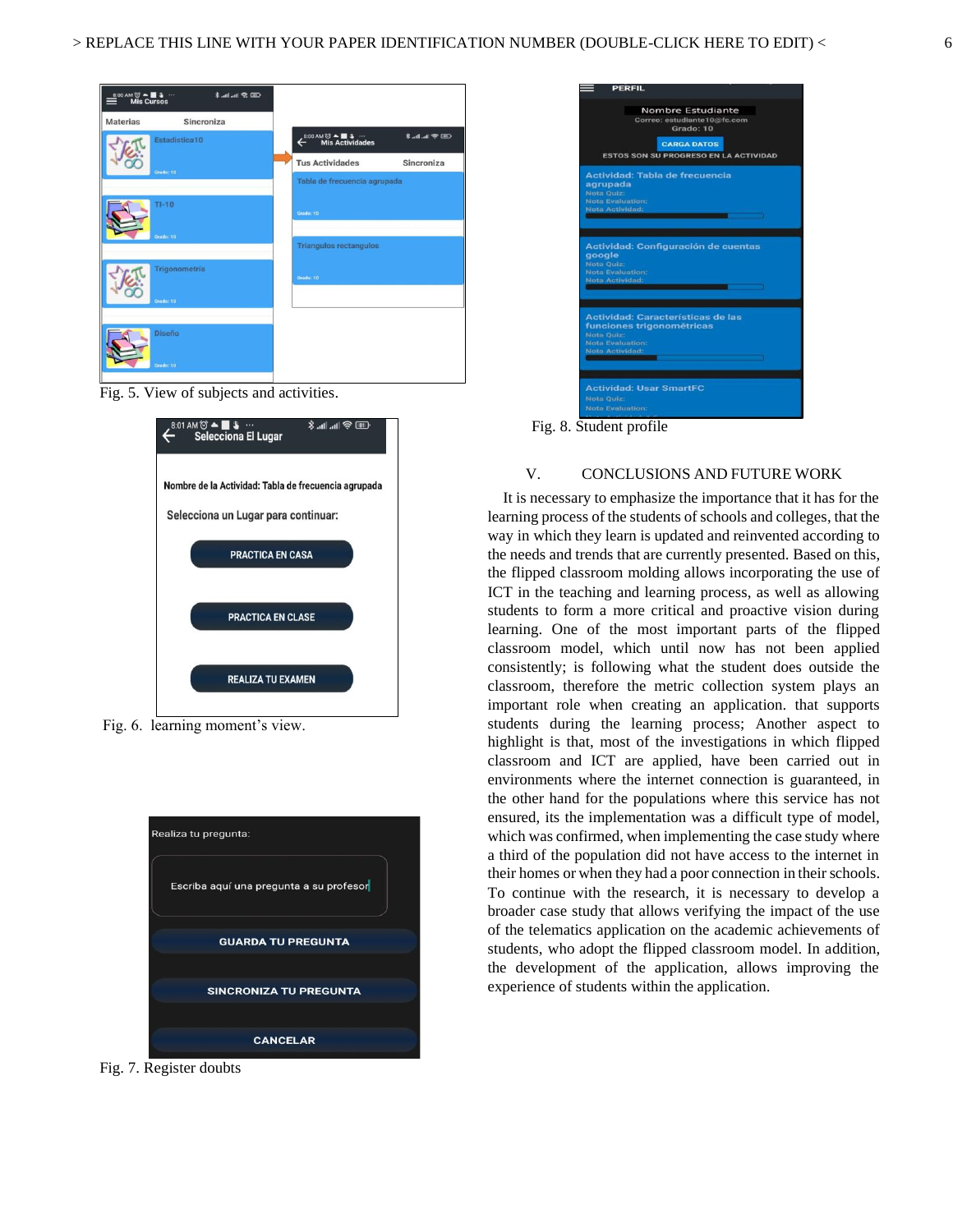Fig. 5. View of subjects and activities.

Fig. 6. learning moment's view.

Fig. 7. Register doubts

Fig. 8. Student profile

## V. CONCLUSIONS AND FUTURE WORK

It is necessary to emphasize the importance that it has for the learning process of the students of schools and colleges, that the way in which they learn is updated and reinvented according to the needs and trends that are currently presented. Based on this, the flipped classroom molding allows incorporating the use of ICT in the teaching and learning process, as well as allowing students to form a more critical and proactive vision during learning. One of the most important parts of the flipped classroom model, which until now has not been applied consistently; is following what the student does outside the classroom, therefore the metric collection system plays an important role when creating an application. that supports students during the learning process; Another aspect to highlight is that, most of the investigations in which flipped classroom and ICT are applied, have been carried out in environments where the internet connection is guaranteed, in the other hand for the populations where this service has not ensured, its the implementation was a difficult type of model, which was confirmed, when implementing the case study where a third of the population did not have access to the internet in their homes or when they had a poor connection in their schools. To continue with the research, it is necessary to develop a broader case study that allows verifying the impact of the use of the telematics application on the academic achievements of students, who adopt the flipped classroom model. In addition, the development of the application, allows improving the experience of students within the application.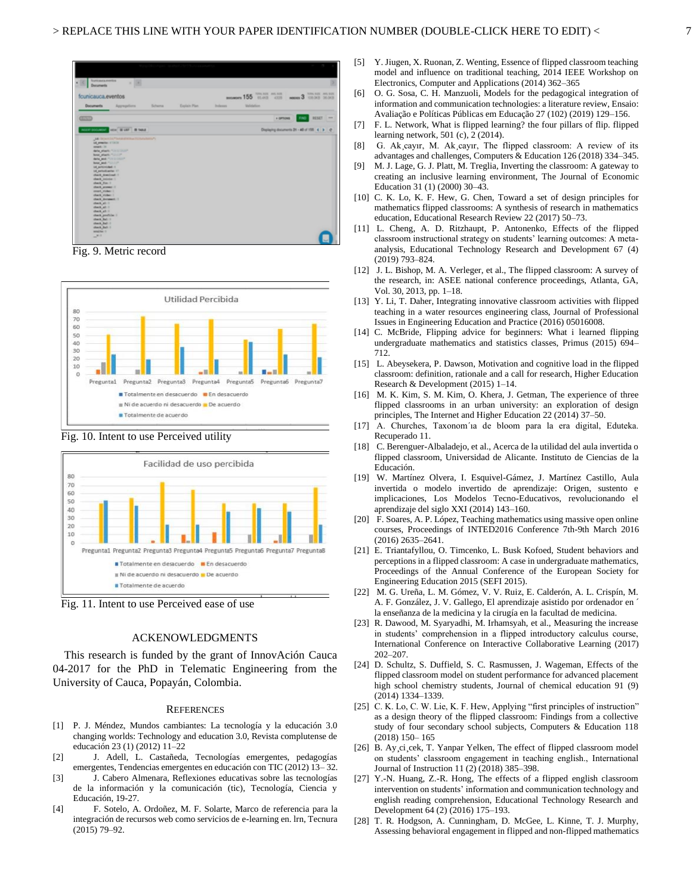Fig. 9. Metric record

Fig. 10. Intent to use Perceived utility

Fig. 11. Intent to use Perceived ease of use

## ACKENOWLEDGMENTS

This research is funded by the grant of InnovAción Cauca 04-2017 for the PhD in Telematic Engineering from the University of Cauca, Popayán, Colombia.

## REFERENCES

[1] P. J. Méndez, Mundos cambiantes: La tecnología y la educación 3.0 changing worlds: Technology and education 3.0, Revista complutense de educación 23 (1) (2012) 11–22

[2] J. Adell, L. Castañeda, Tecnologías emergentes, pedagogías emergentes, Tendencias emergentes en educación con TIC (2012) 13– 32.

[3] J. Cabero Almenara, Reflexiones educativas sobre las tecnologías de la información y la comunicación (tic), Tecnología, Ciencia y Educación, 19-27.

[4] F. Sotelo, A. Ordoñez, M. F. Solarte, Marco de referencia para la integración de recursos web como servicios de e-learning en. lrn, Tecnura (2015) 79–92.

[5] Y. Jiugen, X. Ruonan, Z. Wenting, Essence of flipped classroom teaching model and influence on traditional teaching, 2014 IEEE Workshop on Electronics, Computer and Applications (2014) 362–365

[6] O. G. Sosa, C. H. Manzuoli, Models for the pedagogical integration of information and communication technologies: a literature review, Ensaio: Avaliação e Políticas Públicas em Educação 27 (102) (2019) 129–156.

[7] F. L. Network, What is flipped learning? the four pillars of flip. flipped learning network, 501 (c), 2 (2014).

[8] G. Ak¸cayır, M. Ak¸cayır, The flipped classroom: A review of its advantages and challenges, Computers & Education 126 (2018) 334–345.

[9] M. J. Lage, G. J. Platt, M. Treglia, Inverting the classroom: A gateway to creating an inclusive learning environment, The Journal of Economic Education 31 (1) (2000) 30–43.

[10] C. K. Lo, K. F. Hew, G. Chen, Toward a set of design principles for mathematics flipped classrooms: A synthesis of research in mathematics education, Educational Research Review 22 (2017) 50–73.

[11] L. Cheng, A. D. Ritzhaupt, P. Antonenko, Effects of the flipped classroom instructional strategy on students' learning outcomes: A meta-analysis, Educational Technology Research and Development 67 (4) (2019) 793–824.

[12] J. L. Bishop, M. A. Verleger, et al., The flipped classroom: A survey of the research, in: ASEE national conference proceedings, Atlanta, GA, Vol. 30, 2013, pp. 1–18.

[13] Y. Li, T. Daher, Integrating innovative classroom activities with flipped teaching in a water resources engineering class, Journal of Professional Issues in Engineering Education and Practice (2016) 05016008.

[14] C. McBride, Flipping advice for beginners: What i learned flipping undergraduate mathematics and statistics classes, Primus (2015) 694–712.

[15] L. Abeysekera, P. Dawson, Motivation and cognitive load in the flipped classroom: definition, rationale and a call for research, Higher Education Research & Development (2015) 1–14.

[16] M. K. Kim, S. M. Kim, O. Khera, J. Getman, The experience of three flipped classrooms in an urban university: an exploration of design principles, The Internet and Higher Education 22 (2014) 37–50.

[17] A. Churches, Taxonom´ıa de bloom para la era digital, Eduteka. Recuperado 11.

[18] C. Berenguer-Albaladejo, et al., Acerca de la utilidad del aula invertida o flipped classroom, Universidad de Alicante. Instituto de Ciencias de la Educación.

[19] W. Martínez Olvera, I. Esquivel-Gámez, J. Martínez Castillo, Aula invertida o modelo invertido de aprendizaje: Origen, sustento e implicaciones, Los Modelos Tecno-Educativos, revolucionando el aprendizaje del siglo XXI (2014) 143–160.

[20] F. Soares, A. P. López, Teaching mathematics using massive open online courses, Proceedings of INTED2016 Conference 7th-9th March 2016 (2016) 2635–2641.

[21] E. Triantafyllou, O. Timcenko, L. Busk Kofoed, Student behaviors and perceptions in a flipped classroom: A case in undergraduate mathematics, Proceedings of the Annual Conference of the European Society for Engineering Education 2015 (SEFI 2015).

[22] M. G. Ureña, L. M. Gómez, V. V. Ruiz, E. Calderón, A. L. Crispín, M. A. F. González, J. V. Gallego, El aprendizaje asistido por ordenador en ´ la enseñanza de la medicina y la cirugía en la facultad de medicina.

[23] R. Dawood, M. Syaryadhi, M. Irhamsyah, et al., Measuring the increase in students' comprehension in a flipped introductory calculus course, International Conference on Interactive Collaborative Learning (2017) 202–207.

[24] D. Schultz, S. Duffield, S. C. Rasmussen, J. Wageman, Effects of the flipped classroom model on student performance for advanced placement high school chemistry students, Journal of chemical education 91 (9) (2014) 1334–1339.

[25] C. K. Lo, C. W. Lie, K. F. Hew, Applying "first principles of instruction" as a design theory of the flipped classroom: Findings from a collective study of four secondary school subjects, Computers & Education 118 (2018) 150– 165

[26] B. Ay¸ci¸cek, T. Yanpar Yelken, The effect of flipped classroom model on students' classroom engagement in teaching english., International Journal of Instruction 11 (2) (2018) 385–398.

[27] Y.-N. Huang, Z.-R. Hong, The effects of a flipped english classroom intervention on students' information and communication technology and english reading comprehension, Educational Technology Research and Development 64 (2) (2016) 175–193.

[28] T. R. Hodgson, A. Cunningham, D. McGee, L. Kinne, T. J. Murphy, Assessing behavioral engagement in flipped and non-flipped mathematics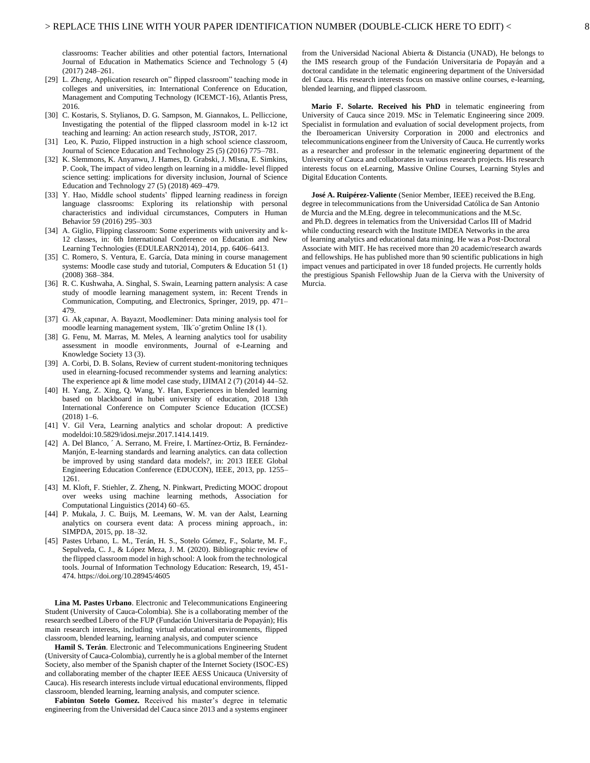classrooms: Teacher abilities and other potential factors, International Journal of Education in Mathematics Science and Technology 5 (4) (2017) 248–261.

[29] L. Zheng, Application research on" flipped classroom" teaching mode in colleges and universities, in: International Conference on Education, Management and Computing Technology (ICEMCT-16), Atlantis Press, 2016.

[30] C. Kostaris, S. Stylianos, D. G. Sampson, M. Giannakos, L. Pelliccione, Investigating the potential of the flipped classroom model in k-12 ict teaching and learning: An action research study, JSTOR, 2017.

[31] Leo, K. Puzio, Flipped instruction in a high school science classroom, Journal of Science Education and Technology 25 (5) (2016) 775–781.

[32] K. Slemmons, K. Anyanwu, J. Hames, D. Grabski, J. Mlsna, E. Simkins, P. Cook, The impact of video length on learning in a middle- level flipped science setting: implications for diversity inclusion, Journal of Science Education and Technology 27 (5) (2018) 469–479.

[33] Y. Hao, Middle school students' flipped learning readiness in foreign language classrooms: Exploring its relationship with personal characteristics and individual circumstances, Computers in Human Behavior 59 (2016) 295–303

[34] A. Giglio, Flipping classroom: Some experiments with university and k-12 classes, in: 6th International Conference on Education and New Learning Technologies (EDULEARN2014), 2014, pp. 6406–6413.

[35] C. Romero, S. Ventura, E. García, Data mining in course management systems: Moodle case study and tutorial, Computers & Education 51 (1) (2008) 368–384.

[36] R. C. Kushwaha, A. Singhal, S. Swain, Learning pattern analysis: A case study of moodle learning management system, in: Recent Trends in Communication, Computing, and Electronics, Springer, 2019, pp. 471–479.

[37] G. Ak¸capınar, A. Bayazıt, Moodleminer: Data mining analysis tool for moodle learning management system, ˙Ilk¨o˘gretim Online 18 (1).

[38] G. Fenu, M. Marras, M. Meles, A learning analytics tool for usability assessment in moodle environments, Journal of e-Learning and Knowledge Society 13 (3).

[39] A. Corbi, D. B. Solans, Review of current student-monitoring techniques used in elearning-focused recommender systems and learning analytics: The experience api & lime model case study, IJIMAI 2 (7) (2014) 44–52.

[40] H. Yang, Z. Xing, Q. Wang, Y. Han, Experiences in blended learning based on blackboard in hubei university of education, 2018 13th International Conference on Computer Science Education (ICCSE) (2018) 1–6.

[41] V. Gil Vera, Learning analytics and scholar dropout: A predictive modeldoi:10.5829/idosi.mejsr.2017.1414.1419.

[42] A. Del Blanco, ´ A. Serrano, M. Freire, I. Martínez-Ortiz, B. Fernández-Manjón, E-learning standards and learning analytics. can data collection be improved by using standard data models?, in: 2013 IEEE Global Engineering Education Conference (EDUCON), IEEE, 2013, pp. 1255–1261.

[43] M. Kloft, F. Stiehler, Z. Zheng, N. Pinkwart, Predicting MOOC dropout over weeks using machine learning methods, Association for Computational Linguistics (2014) 60–65.

[44] P. Mukala, J. C. Buijs, M. Leemans, W. M. van der Aalst, Learning analytics on coursera event data: A process mining approach., in: SIMPDA, 2015, pp. 18–32.

[45] Pastes Urbano, L. M., Terán, H. S., Sotelo Gómez, F., Solarte, M. F., Sepulveda, C. J., & López Meza, J. M. (2020). Bibliographic review of the flipped classroom model in high school: A look from the technological tools. Journal of Information Technology Education: Research, 19, 451-474. https://doi.org/10.28945/4605

**Lina M. Pastes Urbano**. Electronic and Telecommunications Engineering Student (University of Cauca-Colombia). She is a collaborating member of the research seedbed Líbero of the FUP (Fundación Universitaria de Popayán); His main research interests, including virtual educational environments, flipped classroom, blended learning, learning analysis, and computer science

**Hamil S. Terán**. Electronic and Telecommunications Engineering Student (University of Cauca-Colombia), currently he is a global member of the Internet Society, also member of the Spanish chapter of the Internet Society (ISOC-ES) and collaborating member of the chapter IEEE AESS Unicauca (University of Cauca). His research interests include virtual educational environments, flipped classroom, blended learning, learning analysis, and computer science.

**Fabinton Sotelo Gomez.** Received his master's degree in telematic engineering from the Universidad del Cauca since 2013 and a systems engineer from the Universidad Nacional Abierta & Distancia (UNAD), He belongs to the IMS research group of the Fundación Universitaria de Popayán and a doctoral candidate in the telematic engineering department of the Universidad del Cauca. His research interests focus on massive online courses, e-learning, blended learning, and flipped classroom.

**Mario F. Solarte. Received his PhD** in telematic engineering from University of Cauca since 2019. MSc in Telematic Engineering since 2009. Specialist in formulation and evaluation of social development projects, from the Iberoamerican University Corporation in 2000 and electronics and telecommunications engineer from the University of Cauca. He currently works as a researcher and professor in the telematic engineering department of the University of Cauca and collaborates in various research projects. His research interests focus on eLearning, Massive Online Courses, Learning Styles and Digital Education Contents.

**José A. Ruipérez-Valiente** (Senior Member, IEEE) received the B.Eng. degree in telecommunications from the Universidad Católica de San Antonio de Murcia and the M.Eng. degree in telecommunications and the M.Sc. and Ph.D. degrees in telematics from the Universidad Carlos III of Madrid while conducting research with the Institute IMDEA Networks in the area of learning analytics and educational data mining. He was a Post-Doctoral Associate with MIT. He has received more than 20 academic/research awards and fellowships. He has published more than 90 scientific publications in high impact venues and participated in over 18 funded projects. He currently holds the prestigious Spanish Fellowship Juan de la Cierva with the University of Murcia.